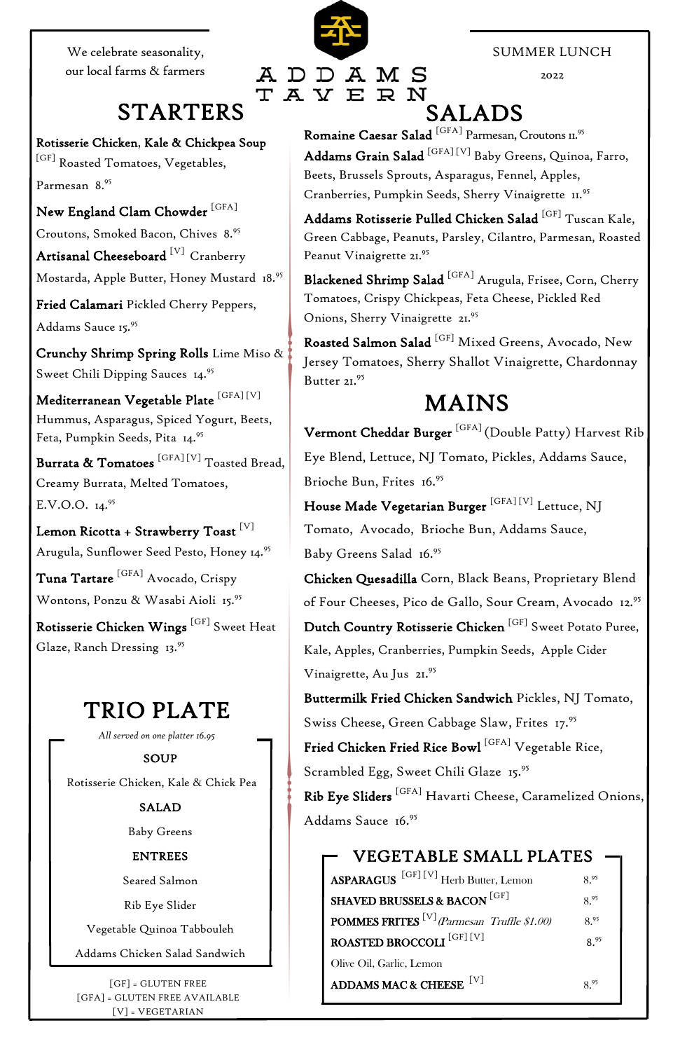We celebrate seasonality,
our local farms & farmers

# ADDAMS TAVERN

SUMMER LUNCH

2022

## STARTERS

**Rotisserie Chicken, Kale & Chickpea Soup** [GF] Roasted Tomatoes, Vegetables, Parmesan 8.95

**New England Clam Chowder** [GFA] Croutons, Smoked Bacon, Chives 8.95

**Artisanal Cheeseboard** [V] Cranberry Mostarda, Apple Butter, Honey Mustard 18.95

**Fried Calamari** Pickled Cherry Peppers, Addams Sauce 15.95

**Crunchy Shrimp Spring Rolls** Lime Miso & Sweet Chili Dipping Sauces 14.95

**Mediterranean Vegetable Plate** [GFA] [V] Hummus, Asparagus, Spiced Yogurt, Beets, Feta, Pumpkin Seeds, Pita 14.95

**Burrata & Tomatoes** [GFA] [V] Toasted Bread, Creamy Burrata, Melted Tomatoes, E.V.O.O. 14.95

**Lemon Ricotta + Strawberry Toast** [V] Arugula, Sunflower Seed Pesto, Honey 14.95

**Tuna Tartare** [GFA] Avocado, Crispy Wontons, Ponzu & Wasabi Aioli 15.95

**Rotisserie Chicken Wings** [GF] Sweet Heat Glaze, Ranch Dressing 13.95

## TRIO PLATE

*All served on one platter 16.95*

**SOUP**

Rotisserie Chicken, Kale & Chick Pea

**SALAD**

Baby Greens

**ENTREES**

Seared Salmon

Rib Eye Slider

Vegetable Quinoa Tabbouleh

Addams Chicken Salad Sandwich

[GF] = GLUTEN FREE
[GFA] = GLUTEN FREE AVAILABLE
[V] = VEGETARIAN

## SALADS

**Romaine Caesar Salad** [GFA] Parmesan, Croutons 11.95

**Addams Grain Salad** [GFA] [V] Baby Greens, Quinoa, Farro, Beets, Brussels Sprouts, Asparagus, Fennel, Apples, Cranberries, Pumpkin Seeds, Sherry Vinaigrette 11.95

**Addams Rotisserie Pulled Chicken Salad** [GF] Tuscan Kale, Green Cabbage, Peanuts, Parsley, Cilantro, Parmesan, Roasted Peanut Vinaigrette 21.95

**Blackened Shrimp Salad** [GFA] Arugula, Frisee, Corn, Cherry Tomatoes, Crispy Chickpeas, Feta Cheese, Pickled Red Onions, Sherry Vinaigrette 21.95

**Roasted Salmon Salad** [GF] Mixed Greens, Avocado, New Jersey Tomatoes, Sherry Shallot Vinaigrette, Chardonnay Butter 21.95

## MAINS

**Vermont Cheddar Burger** [GFA] (Double Patty) Harvest Rib Eye Blend, Lettuce, NJ Tomato, Pickles, Addams Sauce, Brioche Bun, Frites 16.95

**House Made Vegetarian Burger** [GFA] [V] Lettuce, NJ Tomato, Avocado, Brioche Bun, Addams Sauce, Baby Greens Salad 16.95

**Chicken Quesadilla** Corn, Black Beans, Proprietary Blend of Four Cheeses, Pico de Gallo, Sour Cream, Avocado 12.95

**Dutch Country Rotisserie Chicken** [GF] Sweet Potato Puree, Kale, Apples, Cranberries, Pumpkin Seeds, Apple Cider Vinaigrette, Au Jus 21.95

**Buttermilk Fried Chicken Sandwich** Pickles, NJ Tomato, Swiss Cheese, Green Cabbage Slaw, Frites 17.95

**Fried Chicken Fried Rice Bowl** [GFA] Vegetable Rice, Scrambled Egg, Sweet Chili Glaze 15.95

**Rib Eye Sliders** [GFA] Havarti Cheese, Caramelized Onions, Addams Sauce 16.95

## VEGETABLE SMALL PLATES

**ASPARAGUS** [GF] [V] Herb Butter, Lemon 8.95

**SHAVED BRUSSELS & BACON** [GF] 8.95

**POMMES FRITES** [V] *(Parmesan Truffle $1.00)* 8.95

**ROASTED BROCCOLI** [GF] [V] Olive Oil, Garlic, Lemon 8.95

**ADDAMS MAC & CHEESE** [V] 8.95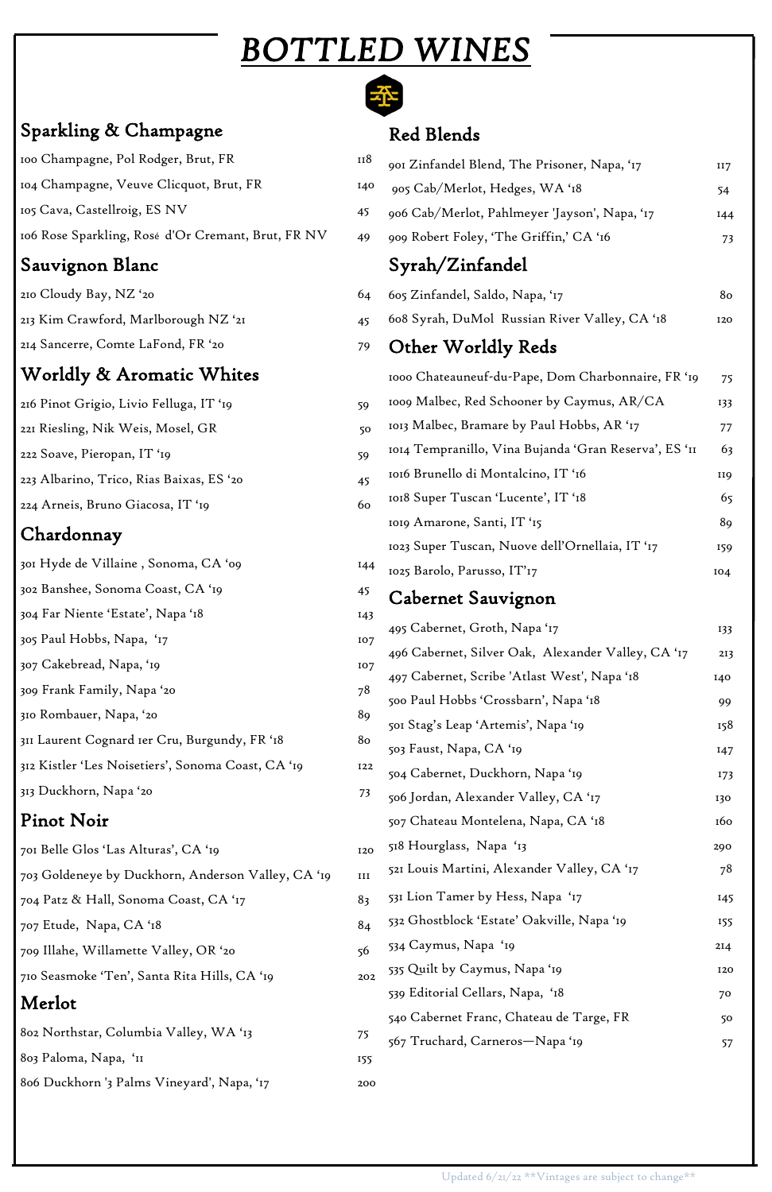# BOTTLED WINES

## Sparkling & Champagne

| | |
|---|---|
| 100 Champagne, Pol Rodger, Brut, FR | 118 |
| 104 Champagne, Veuve Clicquot, Brut, FR | 140 |
| 105 Cava, Castellroig, ES NV | 45 |
| 106 Rose Sparkling, Rosé d'Or Cremant, Brut, FR NV | 49 |

## Sauvignon Blanc

| | |
|---|---|
| 210 Cloudy Bay, NZ '20 | 64 |
| 213 Kim Crawford, Marlborough NZ '21 | 45 |
| 214 Sancerre, Comte LaFond, FR '20 | 79 |

## Worldly & Aromatic Whites

| | |
|---|---|
| 216 Pinot Grigio, Livio Felluga, IT '19 | 59 |
| 221 Riesling, Nik Weis, Mosel, GR | 50 |
| 222 Soave, Pieropan, IT '19 | 59 |
| 223 Albarino, Trico, Rias Baixas, ES '20 | 45 |
| 224 Arneis, Bruno Giacosa, IT '19 | 60 |

## Chardonnay

| | |
|---|---|
| 301 Hyde de Villaine , Sonoma, CA '09 | 144 |
| 302 Banshee, Sonoma Coast, CA '19 | 45 |
| 304 Far Niente 'Estate', Napa '18 | 143 |
| 305 Paul Hobbs, Napa, '17 | 107 |
| 307 Cakebread, Napa, '19 | 107 |
| 309 Frank Family, Napa '20 | 78 |
| 310 Rombauer, Napa, '20 | 89 |
| 311 Laurent Cognard 1er Cru, Burgundy, FR '18 | 80 |
| 312 Kistler 'Les Noisetiers', Sonoma Coast, CA '19 | 122 |
| 313 Duckhorn, Napa '20 | 73 |

## Pinot Noir

| | |
|---|---|
| 701 Belle Glos 'Las Alturas', CA '19 | 120 |
| 703 Goldeneye by Duckhorn, Anderson Valley, CA '19 | 111 |
| 704 Patz & Hall, Sonoma Coast, CA '17 | 83 |
| 707 Etude, Napa, CA '18 | 84 |
| 709 Illahe, Willamette Valley, OR '20 | 56 |
| 710 Seasmoke 'Ten', Santa Rita Hills, CA '19 | 202 |

## Merlot

| | |
|---|---|
| 802 Northstar, Columbia Valley, WA '13 | 75 |
| 803 Paloma, Napa, '11 | 155 |
| 806 Duckhorn '3 Palms Vineyard', Napa, '17 | 200 |

## Red Blends

| | |
|---|---|
| 901 Zinfandel Blend, The Prisoner, Napa, '17 | 117 |
| 905 Cab/Merlot, Hedges, WA '18 | 54 |
| 906 Cab/Merlot, Pahlmeyer 'Jayson', Napa, '17 | 144 |
| 909 Robert Foley, 'The Griffin,' CA '16 | 73 |

## Syrah/Zinfandel

| | |
|---|---|
| 605 Zinfandel, Saldo, Napa, '17 | 80 |
| 608 Syrah, DuMol Russian River Valley, CA '18 | 120 |

## Other Worldly Reds

| | |
|---|---|
| 1000 Chateauneuf-du-Pape, Dom Charbonnaire, FR '19 | 75 |
| 1009 Malbec, Red Schooner by Caymus, AR/CA | 133 |
| 1013 Malbec, Bramare by Paul Hobbs, AR '17 | 77 |
| 1014 Tempranillo, Vina Bujanda 'Gran Reserva', ES '11 | 63 |
| 1016 Brunello di Montalcino, IT '16 | 119 |
| 1018 Super Tuscan 'Lucente', IT '18 | 65 |
| 1019 Amarone, Santi, IT '15 | 89 |
| 1023 Super Tuscan, Nuove dell'Ornellaia, IT '17 | 159 |
| 1025 Barolo, Parusso, IT'17 | 104 |

## Cabernet Sauvignon

| | |
|---|---|
| 495 Cabernet, Groth, Napa '17 | 133 |
| 496 Cabernet, Silver Oak, Alexander Valley, CA '17 | 213 |
| 497 Cabernet, Scribe 'Atlast West', Napa '18 | 140 |
| 500 Paul Hobbs 'Crossbarn', Napa '18 | 99 |
| 501 Stag's Leap 'Artemis', Napa '19 | 158 |
| 503 Faust, Napa, CA '19 | 147 |
| 504 Cabernet, Duckhorn, Napa '19 | 173 |
| 506 Jordan, Alexander Valley, CA '17 | 130 |
| 507 Chateau Montelena, Napa, CA '18 | 160 |
| 518 Hourglass, Napa '13 | 290 |
| 521 Louis Martini, Alexander Valley, CA '17 | 78 |
| 531 Lion Tamer by Hess, Napa '17 | 145 |
| 532 Ghostblock 'Estate' Oakville, Napa '19 | 155 |
| 534 Caymus, Napa '19 | 214 |
| 535 Quilt by Caymus, Napa '19 | 120 |
| 539 Editorial Cellars, Napa, '18 | 70 |
| 540 Cabernet Franc, Chateau de Targe, FR | 50 |
| 567 Truchard, Carneros—Napa '19 | 57 |

Updated 6/21/22 **Vintages are subject to change**